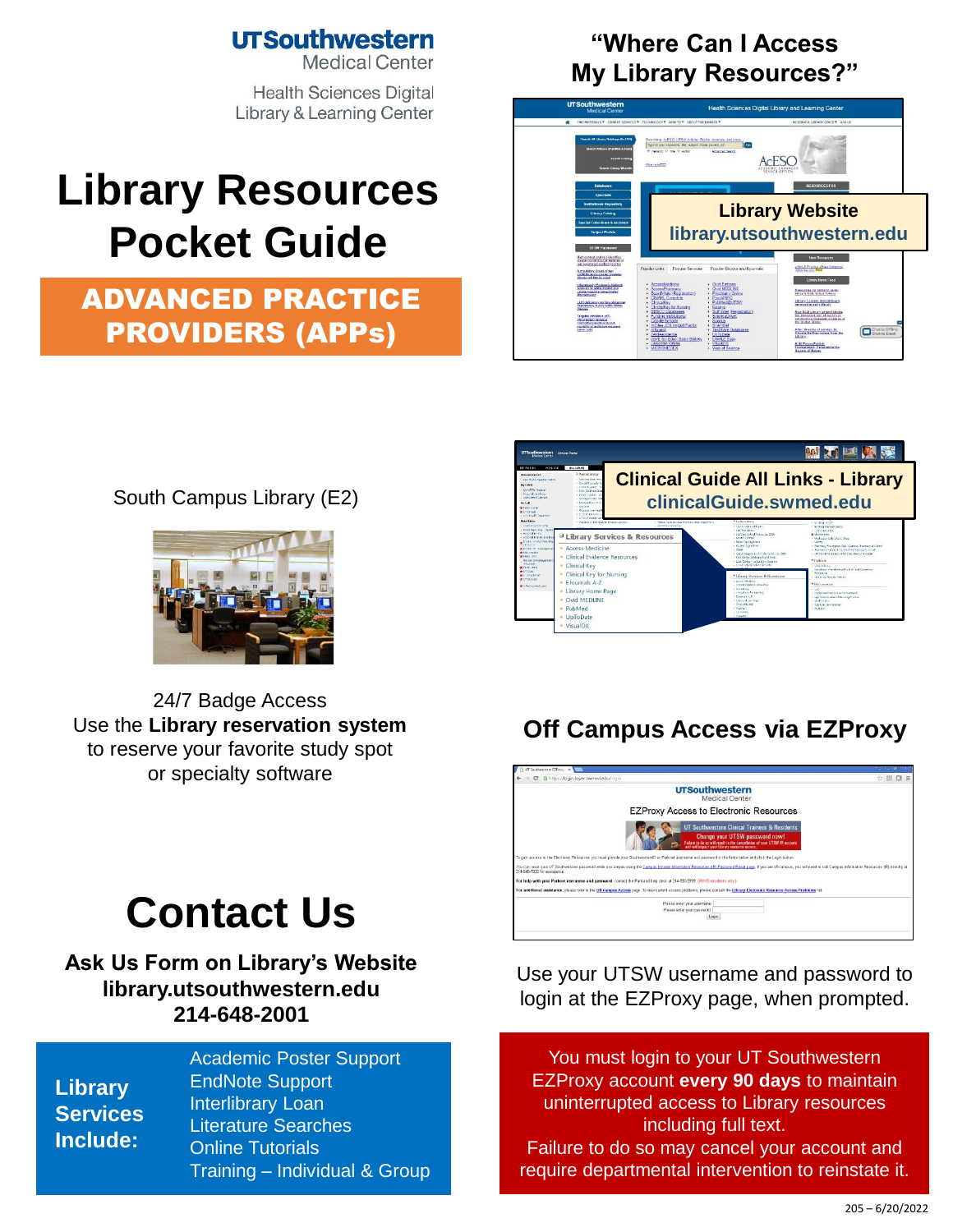UTSouthwestern Medical Center

Health Sciences Digital Library & Learning Center

# Library Resources Pocket Guide

## ADVANCED PRACTICE PROVIDERS (APPs)

South Campus Library (E2)

24/7 Badge Access

Use the **Library reservation system** to reserve your favorite study spot or specialty software

# Contact Us

**Ask Us Form on Library's Website**

**library.utsouthwestern.edu**

**214-648-2001**

**Library Services Include:**

- Academic Poster Support
- EndNote Support
- Interlibrary Loan
- Literature Searches
- Online Tutorials
- Training – Individual & Group

## "Where Can I Access My Library Resources?"

**Library Website**

**library.utsouthwestern.edu**

**Clinical Guide All Links - Library**

**clinicalGuide.swmed.edu**

## Off Campus Access via EZProxy

Use your UTSW username and password to login at the EZProxy page, when prompted.

You must login to your UT Southwestern EZProxy account **every 90 days** to maintain uninterrupted access to Library resources including full text.

Failure to do so may cancel your account and require departmental intervention to reinstate it.

205 – 6/20/2022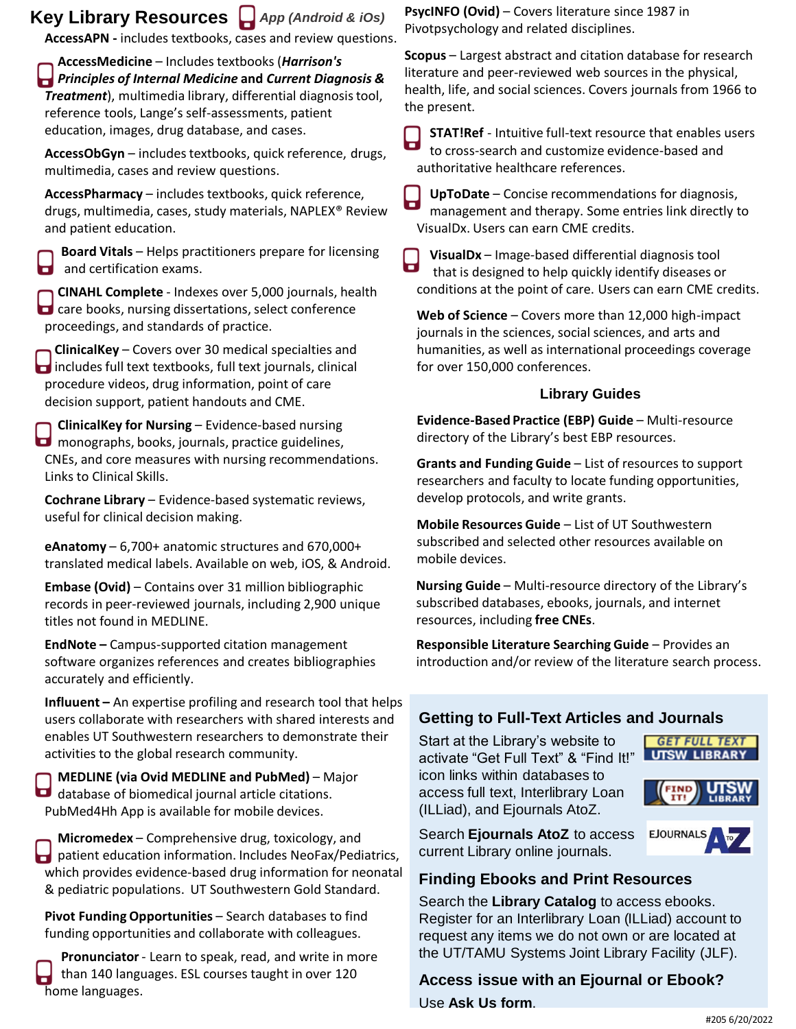# Key Library Resources

App (Android & iOs)

**AccessAPN -** includes textbooks, cases and review questions.

**AccessMedicine** – Includes textbooks (***Harrison's Principles of Internal Medicine*** and ***Current Diagnosis & Treatment***), multimedia library, differential diagnosis tool, reference tools, Lange's self-assessments, patient education, images, drug database, and cases.

**AccessObGyn** – includes textbooks, quick reference, drugs, multimedia, cases and review questions.

**AccessPharmacy** – includes textbooks, quick reference, drugs, multimedia, cases, study materials, NAPLEX® Review and patient education.

**Board Vitals** – Helps practitioners prepare for licensing and certification exams.

**CINAHL Complete** - Indexes over 5,000 journals, health care books, nursing dissertations, select conference proceedings, and standards of practice.

**ClinicalKey** – Covers over 30 medical specialties and includes full text textbooks, full text journals, clinical procedure videos, drug information, point of care decision support, patient handouts and CME.

**ClinicalKey for Nursing** – Evidence-based nursing monographs, books, journals, practice guidelines, CNEs, and core measures with nursing recommendations. Links to Clinical Skills.

**Cochrane Library** – Evidence-based systematic reviews, useful for clinical decision making.

**eAnatomy** – 6,700+ anatomic structures and 670,000+ translated medical labels. Available on web, iOS, & Android.

**Embase (Ovid)** – Contains over 31 million bibliographic records in peer-reviewed journals, including 2,900 unique titles not found in MEDLINE.

**EndNote –** Campus-supported citation management software organizes references and creates bibliographies accurately and efficiently.

**Influuent –** An expertise profiling and research tool that helps users collaborate with researchers with shared interests and enables UT Southwestern researchers to demonstrate their activities to the global research community.

**MEDLINE (via Ovid MEDLINE and PubMed)** – Major database of biomedical journal article citations. PubMed4Hh App is available for mobile devices.

**Micromedex** – Comprehensive drug, toxicology, and patient education information. Includes NeoFax/Pediatrics, which provides evidence-based drug information for neonatal & pediatric populations. UT Southwestern Gold Standard.

**Pivot Funding Opportunities** – Search databases to find funding opportunities and collaborate with colleagues.

**Pronunciator** - Learn to speak, read, and write in more than 140 languages. ESL courses taught in over 120 home languages.

**PsycINFO (Ovid)** – Covers literature since 1987 in Pivotpsychology and related disciplines.

**Scopus** – Largest abstract and citation database for research literature and peer-reviewed web sources in the physical, health, life, and social sciences. Covers journals from 1966 to the present.

**STAT!Ref** - Intuitive full-text resource that enables users to cross-search and customize evidence-based and authoritative healthcare references.

**UpToDate** – Concise recommendations for diagnosis, management and therapy. Some entries link directly to VisualDx. Users can earn CME credits.

**VisualDx** – Image-based differential diagnosis tool that is designed to help quickly identify diseases or conditions at the point of care. Users can earn CME credits.

**Web of Science** – Covers more than 12,000 high-impact journals in the sciences, social sciences, and arts and humanities, as well as international proceedings coverage for over 150,000 conferences.

## Library Guides

**Evidence-Based Practice (EBP) Guide** – Multi-resource directory of the Library's best EBP resources.

**Grants and Funding Guide** – List of resources to support researchers and faculty to locate funding opportunities, develop protocols, and write grants.

**Mobile Resources Guide** – List of UT Southwestern subscribed and selected other resources available on mobile devices.

**Nursing Guide** – Multi-resource directory of the Library's subscribed databases, ebooks, journals, and internet resources, including **free CNEs**.

**Responsible Literature Searching Guide** – Provides an introduction and/or review of the literature search process.

## Getting to Full-Text Articles and Journals

Start at the Library's website to activate "Get Full Text" & "Find It!" icon links within databases to access full text, Interlibrary Loan (ILLiad), and Ejournals AtoZ.

GET FULL TEXT UTSW LIBRARY

FIND IT! UTSW LIBRARY

Search **Ejournals AtoZ** to access current Library online journals.

EJOURNALS A TO Z

## Finding Ebooks and Print Resources

Search the **Library Catalog** to access ebooks. Register for an Interlibrary Loan (ILLiad) account to request any items we do not own or are located at the UT/TAMU Systems Joint Library Facility (JLF).

## Access issue with an Ejournal or Ebook?

Use **Ask Us form**.

#205 6/20/2022